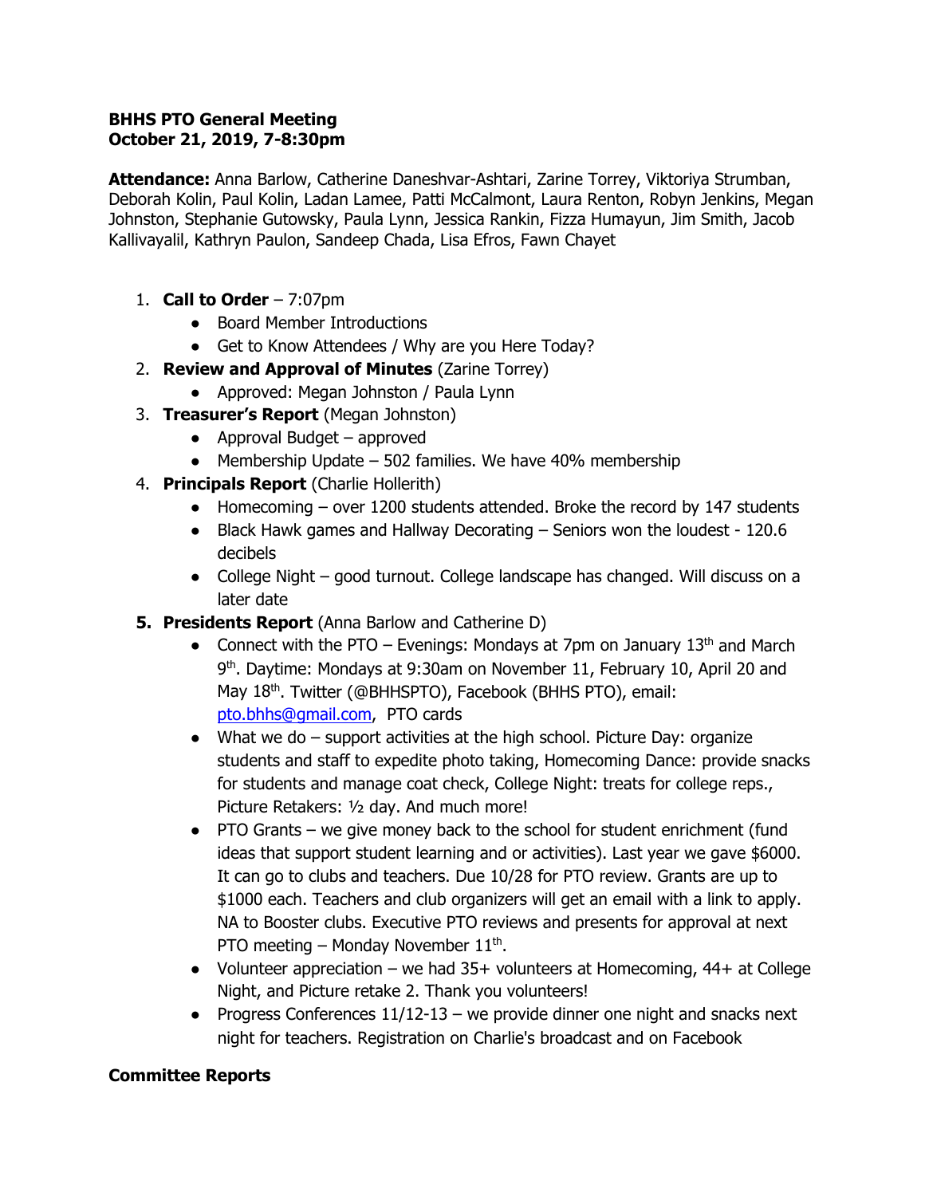**BHHS PTO General Meeting**
**October 21, 2019, 7-8:30pm**

**Attendance:** Anna Barlow, Catherine Daneshvar-Ashtari, Zarine Torrey, Viktoriya Strumban, Deborah Kolin, Paul Kolin, Ladan Lamee, Patti McCalmont, Laura Renton, Robyn Jenkins, Megan Johnston, Stephanie Gutowsky, Paula Lynn, Jessica Rankin, Fizza Humayun, Jim Smith, Jacob Kallivayalil, Kathryn Paulon, Sandeep Chada, Lisa Efros, Fawn Chayet

1. **Call to Order** – 7:07pm
   - Board Member Introductions
   - Get to Know Attendees / Why are you Here Today?
2. **Review and Approval of Minutes** (Zarine Torrey)
   - Approved: Megan Johnston / Paula Lynn
3. **Treasurer's Report** (Megan Johnston)
   - Approval Budget – approved
   - Membership Update – 502 families. We have 40% membership
4. **Principals Report** (Charlie Hollerith)
   - Homecoming – over 1200 students attended. Broke the record by 147 students
   - Black Hawk games and Hallway Decorating – Seniors won the loudest - 120.6 decibels
   - College Night – good turnout. College landscape has changed. Will discuss on a later date
5. **Presidents Report** (Anna Barlow and Catherine D)
   - Connect with the PTO – Evenings: Mondays at 7pm on January 13th and March 9th. Daytime: Mondays at 9:30am on November 11, February 10, April 20 and May 18th. Twitter (@BHHSPTO), Facebook (BHHS PTO), email: pto.bhhs@gmail.com, PTO cards
   - What we do – support activities at the high school. Picture Day: organize students and staff to expedite photo taking, Homecoming Dance: provide snacks for students and manage coat check, College Night: treats for college reps., Picture Retakers: ½ day. And much more!
   - PTO Grants – we give money back to the school for student enrichment (fund ideas that support student learning and or activities). Last year we gave $6000. It can go to clubs and teachers. Due 10/28 for PTO review. Grants are up to $1000 each. Teachers and club organizers will get an email with a link to apply. NA to Booster clubs. Executive PTO reviews and presents for approval at next PTO meeting – Monday November 11th.
   - Volunteer appreciation – we had 35+ volunteers at Homecoming, 44+ at College Night, and Picture retake 2. Thank you volunteers!
   - Progress Conferences 11/12-13 – we provide dinner one night and snacks next night for teachers. Registration on Charlie's broadcast and on Facebook

**Committee Reports**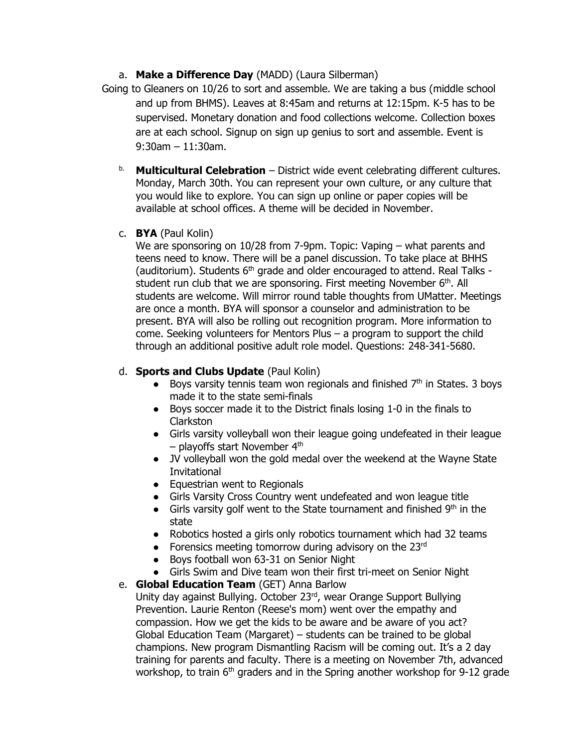a. **Make a Difference Day** (MADD) (Laura Silberman)

Going to Gleaners on 10/26 to sort and assemble. We are taking a bus (middle school and up from BHMS). Leaves at 8:45am and returns at 12:15pm. K-5 has to be supervised. Monetary donation and food collections welcome. Collection boxes are at each school. Signup on sign up genius to sort and assemble. Event is 9:30am – 11:30am.

b. **Multicultural Celebration** – District wide event celebrating different cultures. Monday, March 30th. You can represent your own culture, or any culture that you would like to explore. You can sign up online or paper copies will be available at school offices. A theme will be decided in November.

c. **BYA** (Paul Kolin)

We are sponsoring on 10/28 from 7-9pm. Topic: Vaping – what parents and teens need to know. There will be a panel discussion. To take place at BHHS (auditorium). Students 6th grade and older encouraged to attend. Real Talks - student run club that we are sponsoring. First meeting November 6th. All students are welcome. Will mirror round table thoughts from UMatter. Meetings are once a month. BYA will sponsor a counselor and administration to be present. BYA will also be rolling out recognition program. More information to come. Seeking volunteers for Mentors Plus – a program to support the child through an additional positive adult role model. Questions: 248-341-5680.

d. **Sports and Clubs Update** (Paul Kolin)

- Boys varsity tennis team won regionals and finished 7th in States. 3 boys made it to the state semi-finals
- Boys soccer made it to the District finals losing 1-0 in the finals to Clarkston
- Girls varsity volleyball won their league going undefeated in their league – playoffs start November 4th
- JV volleyball won the gold medal over the weekend at the Wayne State Invitational
- Equestrian went to Regionals
- Girls Varsity Cross Country went undefeated and won league title
- Girls varsity golf went to the State tournament and finished 9th in the state
- Robotics hosted a girls only robotics tournament which had 32 teams
- Forensics meeting tomorrow during advisory on the 23rd
- Boys football won 63-31 on Senior Night
- Girls Swim and Dive team won their first tri-meet on Senior Night

e. **Global Education Team** (GET) Anna Barlow

Unity day against Bullying. October 23rd, wear Orange Support Bullying Prevention. Laurie Renton (Reese's mom) went over the empathy and compassion. How we get the kids to be aware and be aware of you act? Global Education Team (Margaret) – students can be trained to be global champions. New program Dismantling Racism will be coming out. It's a 2 day training for parents and faculty. There is a meeting on November 7th, advanced workshop, to train 6th graders and in the Spring another workshop for 9-12 grade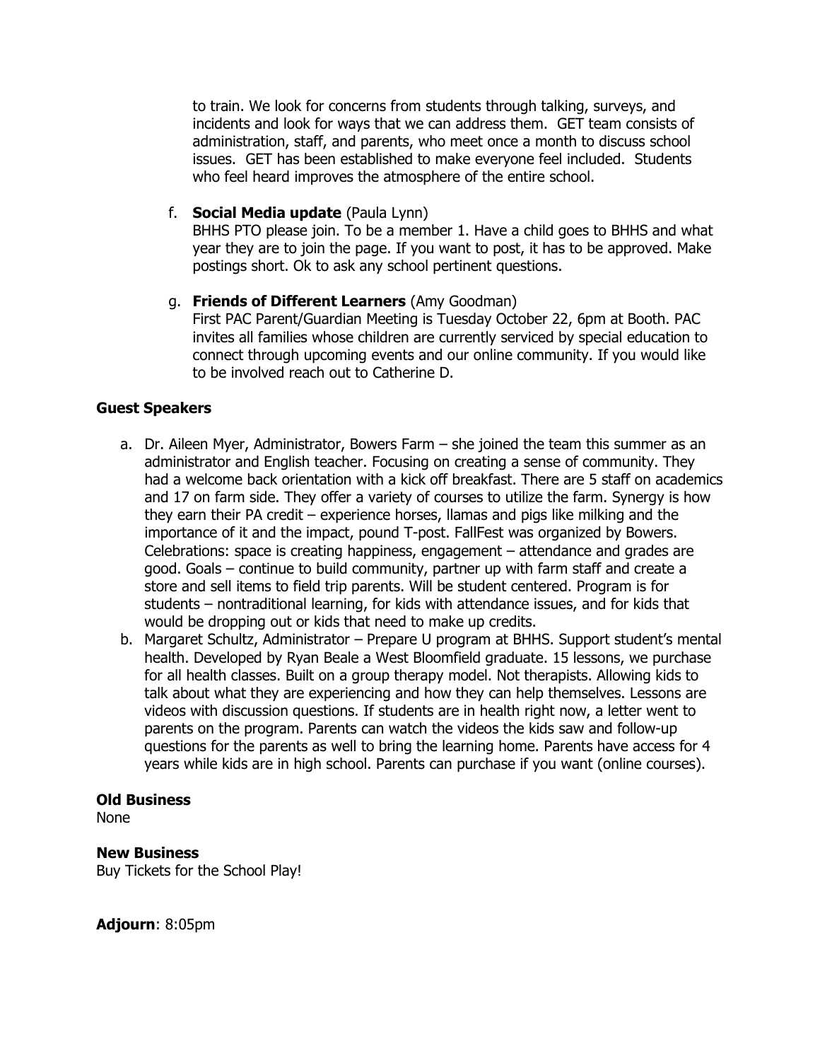to train. We look for concerns from students through talking, surveys, and incidents and look for ways that we can address them. GET team consists of administration, staff, and parents, who meet once a month to discuss school issues. GET has been established to make everyone feel included. Students who feel heard improves the atmosphere of the entire school.

f. **Social Media update** (Paula Lynn)
BHHS PTO please join. To be a member 1. Have a child goes to BHHS and what year they are to join the page. If you want to post, it has to be approved. Make postings short. Ok to ask any school pertinent questions.

g. **Friends of Different Learners** (Amy Goodman)
First PAC Parent/Guardian Meeting is Tuesday October 22, 6pm at Booth. PAC invites all families whose children are currently serviced by special education to connect through upcoming events and our online community. If you would like to be involved reach out to Catherine D.

**Guest Speakers**

a. Dr. Aileen Myer, Administrator, Bowers Farm – she joined the team this summer as an administrator and English teacher. Focusing on creating a sense of community. They had a welcome back orientation with a kick off breakfast. There are 5 staff on academics and 17 on farm side. They offer a variety of courses to utilize the farm. Synergy is how they earn their PA credit – experience horses, llamas and pigs like milking and the importance of it and the impact, pound T-post. FallFest was organized by Bowers. Celebrations: space is creating happiness, engagement – attendance and grades are good. Goals – continue to build community, partner up with farm staff and create a store and sell items to field trip parents. Will be student centered. Program is for students – nontraditional learning, for kids with attendance issues, and for kids that would be dropping out or kids that need to make up credits.
b. Margaret Schultz, Administrator – Prepare U program at BHHS. Support student's mental health. Developed by Ryan Beale a West Bloomfield graduate. 15 lessons, we purchase for all health classes. Built on a group therapy model. Not therapists. Allowing kids to talk about what they are experiencing and how they can help themselves. Lessons are videos with discussion questions. If students are in health right now, a letter went to parents on the program. Parents can watch the videos the kids saw and follow-up questions for the parents as well to bring the learning home. Parents have access for 4 years while kids are in high school. Parents can purchase if you want (online courses).

**Old Business**
None

**New Business**
Buy Tickets for the School Play!

**Adjourn**: 8:05pm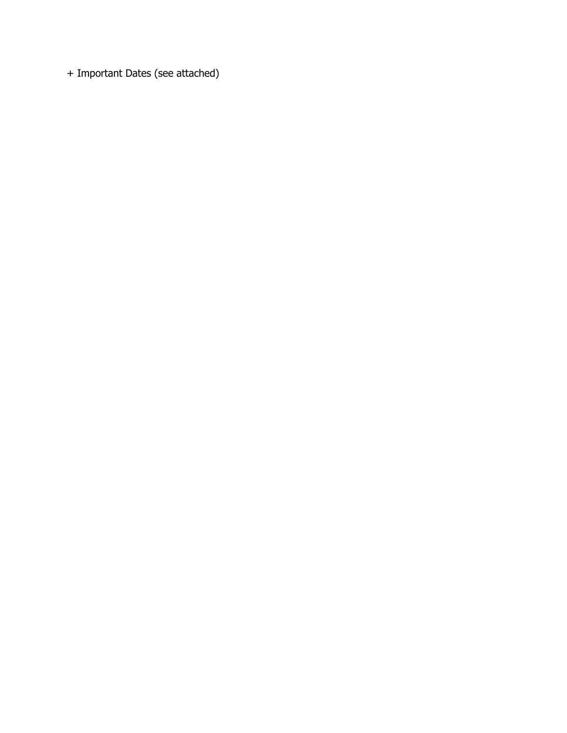+ Important Dates (see attached)